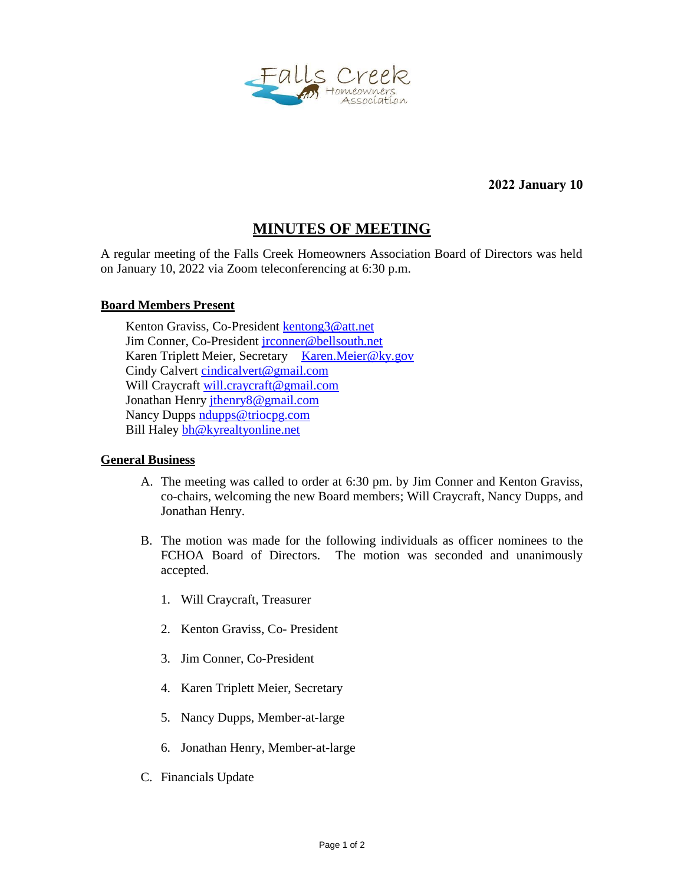**2022 January 10**

# MINUTES OF MEETING

A regular meeting of the Falls Creek Homeowners Association Board of Directors was held on January 10, 2022 via Zoom teleconferencing at 6:30 p.m.

## Board Members Present

Kenton Graviss, Co-President kentong3@att.net
Jim Conner, Co-President jrconner@bellsouth.net
Karen Triplett Meier, Secretary Karen.Meier@ky.gov
Cindy Calvert cindicalvert@gmail.com
Will Craycraft will.craycraft@gmail.com
Jonathan Henry jthenry8@gmail.com
Nancy Dupps ndupps@triocpg.com
Bill Haley bh@kyrealtyonline.net

## General Business

A. The meeting was called to order at 6:30 pm. by Jim Conner and Kenton Graviss, co-chairs, welcoming the new Board members; Will Craycraft, Nancy Dupps, and Jonathan Henry.

B. The motion was made for the following individuals as officer nominees to the FCHOA Board of Directors. The motion was seconded and unanimously accepted.

   1. Will Craycraft, Treasurer
   2. Kenton Graviss, Co- President
   3. Jim Conner, Co-President
   4. Karen Triplett Meier, Secretary
   5. Nancy Dupps, Member-at-large
   6. Jonathan Henry, Member-at-large

C. Financials Update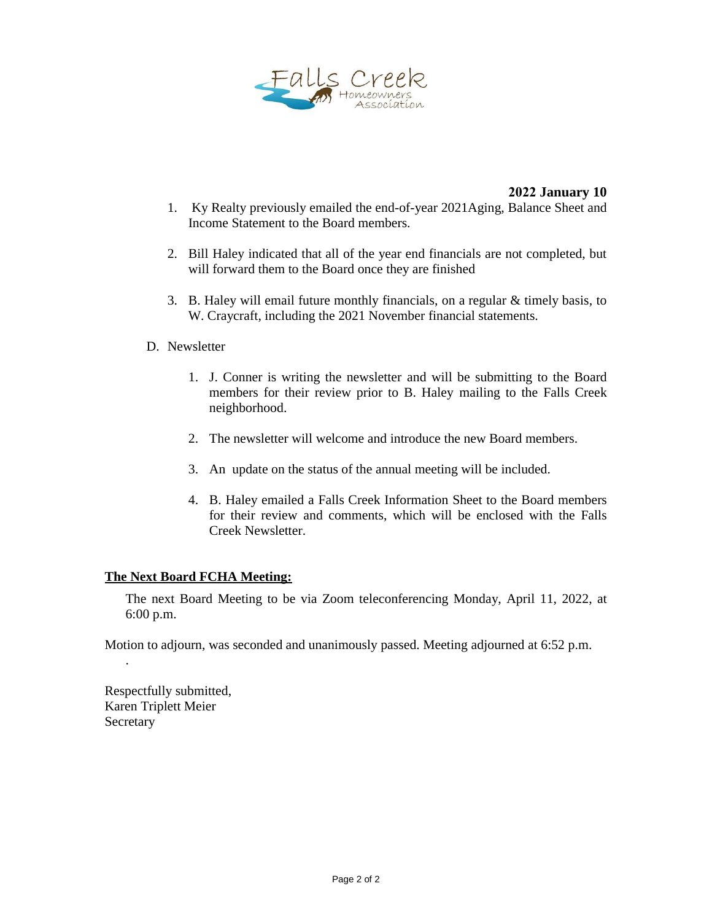**2022 January 10**

1. Ky Realty previously emailed the end-of-year 2021Aging, Balance Sheet and Income Statement to the Board members.

2. Bill Haley indicated that all of the year end financials are not completed, but will forward them to the Board once they are finished

3. B. Haley will email future monthly financials, on a regular & timely basis, to W. Craycraft, including the 2021 November financial statements.

D. Newsletter

   1. J. Conner is writing the newsletter and will be submitting to the Board members for their review prior to B. Haley mailing to the Falls Creek neighborhood.

   2. The newsletter will welcome and introduce the new Board members.

   3. An update on the status of the annual meeting will be included.

   4. B. Haley emailed a Falls Creek Information Sheet to the Board members for their review and comments, which will be enclosed with the Falls Creek Newsletter.

**The Next Board FCHA Meeting:**

The next Board Meeting to be via Zoom teleconferencing Monday, April 11, 2022, at 6:00 p.m.

Motion to adjourn, was seconded and unanimously passed. Meeting adjourned at 6:52 p.m.

Respectfully submitted,
Karen Triplett Meier
Secretary